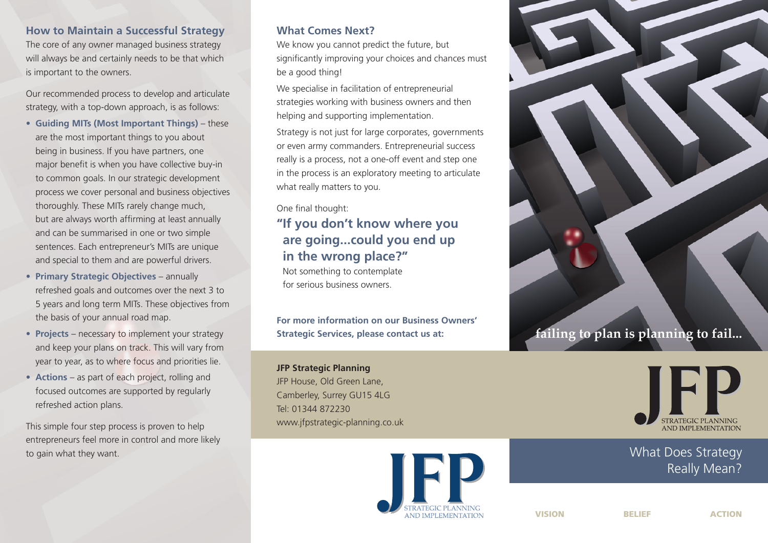## How to Maintain a Successful Strategy

The core of any owner managed business strategy will always be and certainly needs to be that which is important to the owners.

Our recommended process to develop and articulate strategy, with a top-down approach, is as follows:

- **Guiding MITs (Most Important Things)** – these are the most important things to you about being in business. If you have partners, one major benefit is when you have collective buy-in to common goals. In our strategic development process we cover personal and business objectives thoroughly. These MITs rarely change much, but are always worth affirming at least annually and can be summarised in one or two simple sentences. Each entrepreneur's MITs are unique and special to them and are powerful drivers.
- **Primary Strategic Objectives** – annually refreshed goals and outcomes over the next 3 to 5 years and long term MITs. These objectives from the basis of your annual road map.
- **Projects** – necessary to implement your strategy and keep your plans on track. This will vary from year to year, as to where focus and priorities lie.
- **Actions** – as part of each project, rolling and focused outcomes are supported by regularly refreshed action plans.

This simple four step process is proven to help entrepreneurs feel more in control and more likely to gain what they want.

## What Comes Next?

We know you cannot predict the future, but significantly improving your choices and chances must be a good thing!

We specialise in facilitation of entrepreneurial strategies working with business owners and then helping and supporting implementation.

Strategy is not just for large corporates, governments or even army commanders. Entrepreneurial success really is a process, not a one-off event and step one in the process is an exploratory meeting to articulate what really matters to you.

One final thought:

### "If you don't know where you are going...could you end up in the wrong place?"

Not something to contemplate for serious business owners.

**For more information on our Business Owners' Strategic Services, please contact us at:**

**JFP Strategic Planning**
JFP House, Old Green Lane,
Camberley, Surrey GU15 4LG
Tel: 01344 872230
www.jfpstrategic-planning.co.uk

JFP
STRATEGIC PLANNING AND IMPLEMENTATION

failing to plan is planning to fail...

JFP
STRATEGIC PLANNING AND IMPLEMENTATION

# What Does Strategy Really Mean?

VISION BELIEF ACTION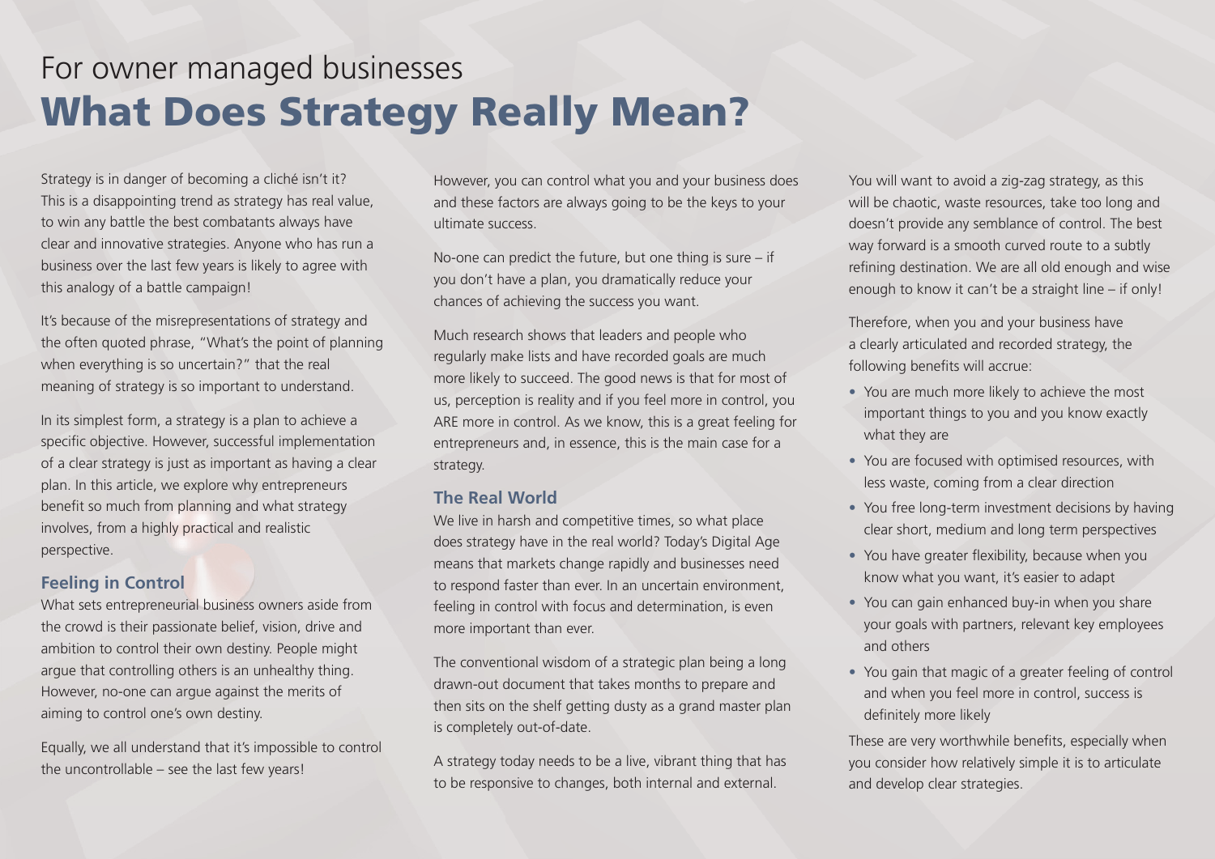For owner managed businesses

# What Does Strategy Really Mean?

Strategy is in danger of becoming a cliché isn't it? This is a disappointing trend as strategy has real value, to win any battle the best combatants always have clear and innovative strategies. Anyone who has run a business over the last few years is likely to agree with this analogy of a battle campaign!

It's because of the misrepresentations of strategy and the often quoted phrase, "What's the point of planning when everything is so uncertain?" that the real meaning of strategy is so important to understand.

In its simplest form, a strategy is a plan to achieve a specific objective. However, successful implementation of a clear strategy is just as important as having a clear plan. In this article, we explore why entrepreneurs benefit so much from planning and what strategy involves, from a highly practical and realistic perspective.

## Feeling in Control

What sets entrepreneurial business owners aside from the crowd is their passionate belief, vision, drive and ambition to control their own destiny. People might argue that controlling others is an unhealthy thing. However, no-one can argue against the merits of aiming to control one's own destiny.

Equally, we all understand that it's impossible to control the uncontrollable – see the last few years!

However, you can control what you and your business does and these factors are always going to be the keys to your ultimate success.

No-one can predict the future, but one thing is sure – if you don't have a plan, you dramatically reduce your chances of achieving the success you want.

Much research shows that leaders and people who regularly make lists and have recorded goals are much more likely to succeed. The good news is that for most of us, perception is reality and if you feel more in control, you ARE more in control. As we know, this is a great feeling for entrepreneurs and, in essence, this is the main case for a strategy.

## The Real World

We live in harsh and competitive times, so what place does strategy have in the real world? Today's Digital Age means that markets change rapidly and businesses need to respond faster than ever. In an uncertain environment, feeling in control with focus and determination, is even more important than ever.

The conventional wisdom of a strategic plan being a long drawn-out document that takes months to prepare and then sits on the shelf getting dusty as a grand master plan is completely out-of-date.

A strategy today needs to be a live, vibrant thing that has to be responsive to changes, both internal and external.

You will want to avoid a zig-zag strategy, as this will be chaotic, waste resources, take too long and doesn't provide any semblance of control. The best way forward is a smooth curved route to a subtly refining destination. We are all old enough and wise enough to know it can't be a straight line – if only!

Therefore, when you and your business have a clearly articulated and recorded strategy, the following benefits will accrue:

- You are much more likely to achieve the most important things to you and you know exactly what they are
- You are focused with optimised resources, with less waste, coming from a clear direction
- You free long-term investment decisions by having clear short, medium and long term perspectives
- You have greater flexibility, because when you know what you want, it's easier to adapt
- You can gain enhanced buy-in when you share your goals with partners, relevant key employees and others
- You gain that magic of a greater feeling of control and when you feel more in control, success is definitely more likely

These are very worthwhile benefits, especially when you consider how relatively simple it is to articulate and develop clear strategies.